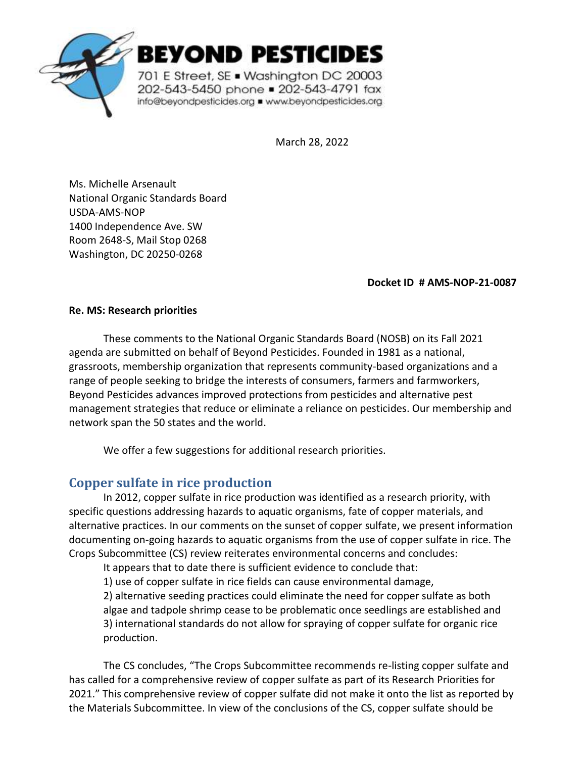**BEYOND PESTICIDES**

701 E Street, SE ▪ Washington DC 20003
202-543-5450 phone ▪ 202-543-4791 fax
info@beyondpesticides.org ▪ www.beyondpesticides.org

March 28, 2022

Ms. Michelle Arsenault
National Organic Standards Board
USDA-AMS-NOP
1400 Independence Ave. SW
Room 2648-S, Mail Stop 0268
Washington, DC 20250-0268

**Docket ID # AMS-NOP-21-0087**

**Re. MS: Research priorities**

These comments to the National Organic Standards Board (NOSB) on its Fall 2021 agenda are submitted on behalf of Beyond Pesticides. Founded in 1981 as a national, grassroots, membership organization that represents community-based organizations and a range of people seeking to bridge the interests of consumers, farmers and farmworkers, Beyond Pesticides advances improved protections from pesticides and alternative pest management strategies that reduce or eliminate a reliance on pesticides. Our membership and network span the 50 states and the world.

We offer a few suggestions for additional research priorities.

## Copper sulfate in rice production

In 2012, copper sulfate in rice production was identified as a research priority, with specific questions addressing hazards to aquatic organisms, fate of copper materials, and alternative practices. In our comments on the sunset of copper sulfate, we present information documenting on-going hazards to aquatic organisms from the use of copper sulfate in rice. The Crops Subcommittee (CS) review reiterates environmental concerns and concludes:

> It appears that to date there is sufficient evidence to conclude that:
> 1) use of copper sulfate in rice fields can cause environmental damage,
> 2) alternative seeding practices could eliminate the need for copper sulfate as both algae and tadpole shrimp cease to be problematic once seedlings are established and
> 3) international standards do not allow for spraying of copper sulfate for organic rice production.

The CS concludes, "The Crops Subcommittee recommends re-listing copper sulfate and has called for a comprehensive review of copper sulfate as part of its Research Priorities for 2021." This comprehensive review of copper sulfate did not make it onto the list as reported by the Materials Subcommittee. In view of the conclusions of the CS, copper sulfate should be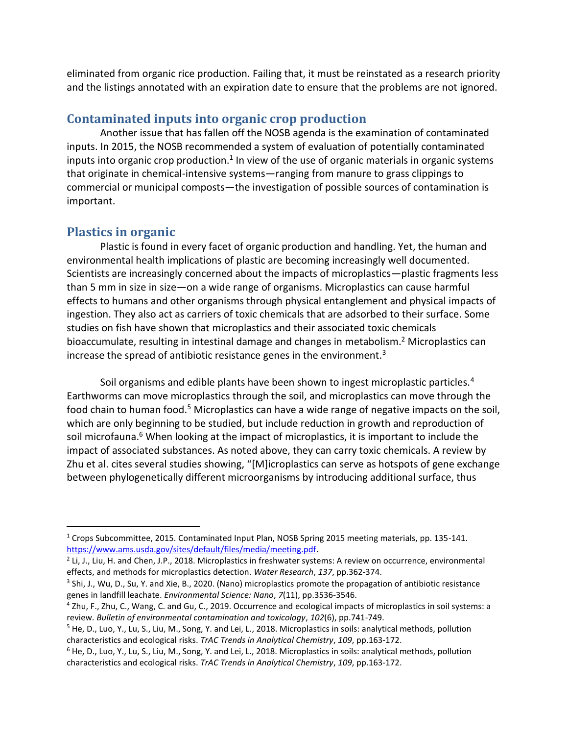eliminated from organic rice production. Failing that, it must be reinstated as a research priority and the listings annotated with an expiration date to ensure that the problems are not ignored.

## Contaminated inputs into organic crop production

Another issue that has fallen off the NOSB agenda is the examination of contaminated inputs. In 2015, the NOSB recommended a system of evaluation of potentially contaminated inputs into organic crop production.[1] In view of the use of organic materials in organic systems that originate in chemical-intensive systems—ranging from manure to grass clippings to commercial or municipal composts—the investigation of possible sources of contamination is important.

## Plastics in organic

Plastic is found in every facet of organic production and handling. Yet, the human and environmental health implications of plastic are becoming increasingly well documented. Scientists are increasingly concerned about the impacts of microplastics—plastic fragments less than 5 mm in size in size—on a wide range of organisms. Microplastics can cause harmful effects to humans and other organisms through physical entanglement and physical impacts of ingestion. They also act as carriers of toxic chemicals that are adsorbed to their surface. Some studies on fish have shown that microplastics and their associated toxic chemicals bioaccumulate, resulting in intestinal damage and changes in metabolism.[2] Microplastics can increase the spread of antibiotic resistance genes in the environment.[3]

Soil organisms and edible plants have been shown to ingest microplastic particles.[4] Earthworms can move microplastics through the soil, and microplastics can move through the food chain to human food.[5] Microplastics can have a wide range of negative impacts on the soil, which are only beginning to be studied, but include reduction in growth and reproduction of soil microfauna.[6] When looking at the impact of microplastics, it is important to include the impact of associated substances. As noted above, they can carry toxic chemicals. A review by Zhu et al. cites several studies showing, "[M]icroplastics can serve as hotspots of gene exchange between phylogenetically different microorganisms by introducing additional surface, thus

---

[1] Crops Subcommittee, 2015. Contaminated Input Plan, NOSB Spring 2015 meeting materials, pp. 135-141. https://www.ams.usda.gov/sites/default/files/media/meeting.pdf.

[2] Li, J., Liu, H. and Chen, J.P., 2018. Microplastics in freshwater systems: A review on occurrence, environmental effects, and methods for microplastics detection. *Water Research*, *137*, pp.362-374.

[3] Shi, J., Wu, D., Su, Y. and Xie, B., 2020. (Nano) microplastics promote the propagation of antibiotic resistance genes in landfill leachate. *Environmental Science: Nano*, *7*(11), pp.3536-3546.

[4] Zhu, F., Zhu, C., Wang, C. and Gu, C., 2019. Occurrence and ecological impacts of microplastics in soil systems: a review. *Bulletin of environmental contamination and toxicology*, *102*(6), pp.741-749.

[5] He, D., Luo, Y., Lu, S., Liu, M., Song, Y. and Lei, L., 2018. Microplastics in soils: analytical methods, pollution characteristics and ecological risks. *TrAC Trends in Analytical Chemistry*, *109*, pp.163-172.

[6] He, D., Luo, Y., Lu, S., Liu, M., Song, Y. and Lei, L., 2018. Microplastics in soils: analytical methods, pollution characteristics and ecological risks. *TrAC Trends in Analytical Chemistry*, *109*, pp.163-172.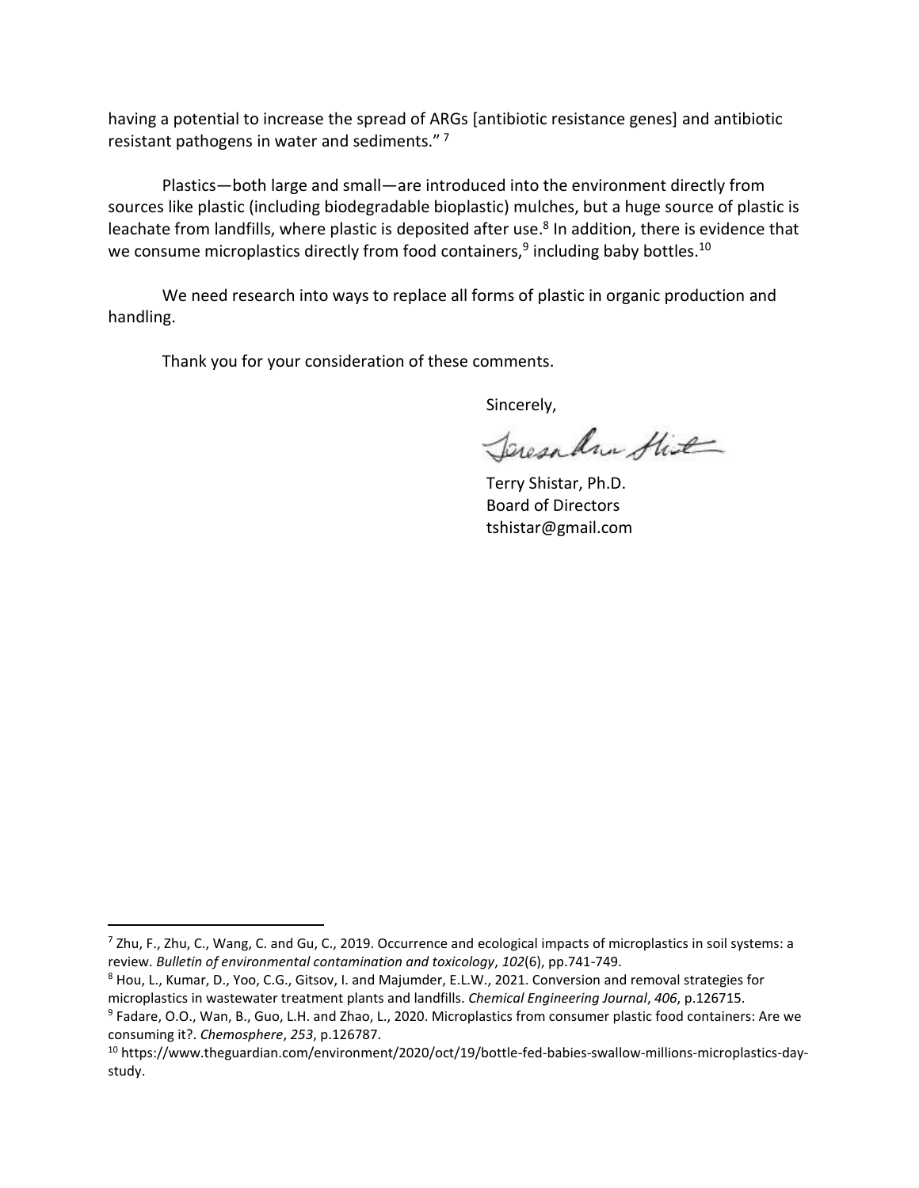having a potential to increase the spread of ARGs [antibiotic resistance genes] and antibiotic resistant pathogens in water and sediments." [7]

Plastics—both large and small—are introduced into the environment directly from sources like plastic (including biodegradable bioplastic) mulches, but a huge source of plastic is leachate from landfills, where plastic is deposited after use.[8] In addition, there is evidence that we consume microplastics directly from food containers,[9] including baby bottles.[10]

We need research into ways to replace all forms of plastic in organic production and handling.

Thank you for your consideration of these comments.

Sincerely,

Terry Shistar, Ph.D.
Board of Directors
tshistar@gmail.com

---

[7] Zhu, F., Zhu, C., Wang, C. and Gu, C., 2019. Occurrence and ecological impacts of microplastics in soil systems: a review. *Bulletin of environmental contamination and toxicology*, *102*(6), pp.741-749.

[8] Hou, L., Kumar, D., Yoo, C.G., Gitsov, I. and Majumder, E.L.W., 2021. Conversion and removal strategies for microplastics in wastewater treatment plants and landfills. *Chemical Engineering Journal*, *406*, p.126715.

[9] Fadare, O.O., Wan, B., Guo, L.H. and Zhao, L., 2020. Microplastics from consumer plastic food containers: Are we consuming it?. *Chemosphere*, *253*, p.126787.

[10] https://www.theguardian.com/environment/2020/oct/19/bottle-fed-babies-swallow-millions-microplastics-day-study.